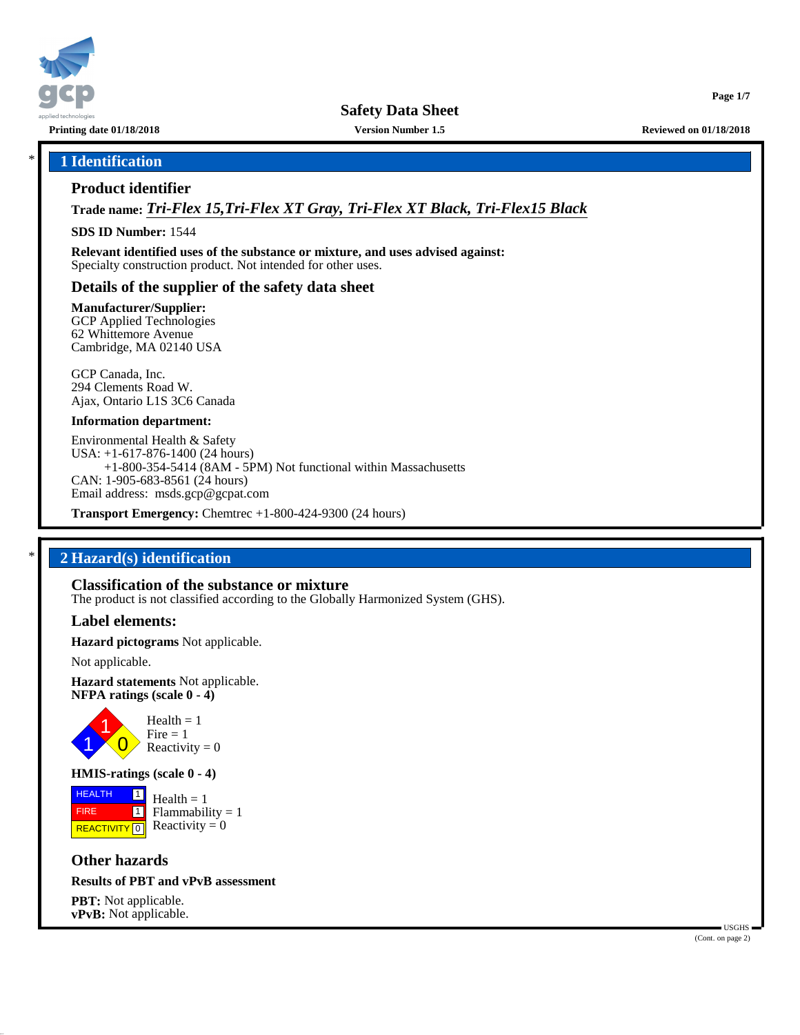# Safety Data Sheet

**Printing date 01/18/2018** **Version Number 1.5** **Reviewed on 01/18/2018**

## 1 Identification

### Product identifier

**Trade name:** ***Tri-Flex 15,Tri-Flex XT Gray, Tri-Flex XT Black, Tri-Flex15 Black***

**SDS ID Number:** 1544

**Relevant identified uses of the substance or mixture, and uses advised against:**
Specialty construction product. Not intended for other uses.

### Details of the supplier of the safety data sheet

**Manufacturer/Supplier:**
GCP Applied Technologies
62 Whittemore Avenue
Cambridge, MA 02140 USA

GCP Canada, Inc.
294 Clements Road W.
Ajax, Ontario L1S 3C6 Canada

**Information department:**

Environmental Health & Safety
USA: +1-617-876-1400 (24 hours)
+1-800-354-5414 (8AM - 5PM) Not functional within Massachusetts
CAN: 1-905-683-8561 (24 hours)
Email address: msds.gcp@gcpat.com

**Transport Emergency:** Chemtrec +1-800-424-9300 (24 hours)

## 2 Hazard(s) identification

### Classification of the substance or mixture

The product is not classified according to the Globally Harmonized System (GHS).

### Label elements:

**Hazard pictograms** Not applicable.

Not applicable.

**Hazard statements** Not applicable.
**NFPA ratings (scale 0 - 4)**

Health = 1
Fire = 1
Reactivity = 0

**HMIS-ratings (scale 0 - 4)**

| | | |
|---|---|---|
| HEALTH | 1 | Health = 1 |
| FIRE | 1 | Flammability = 1 |
| REACTIVITY | 0 | Reactivity = 0 |

### Other hazards

**Results of PBT and vPvB assessment**

**PBT:** Not applicable.
**vPvB:** Not applicable.

(Cont. on page 2)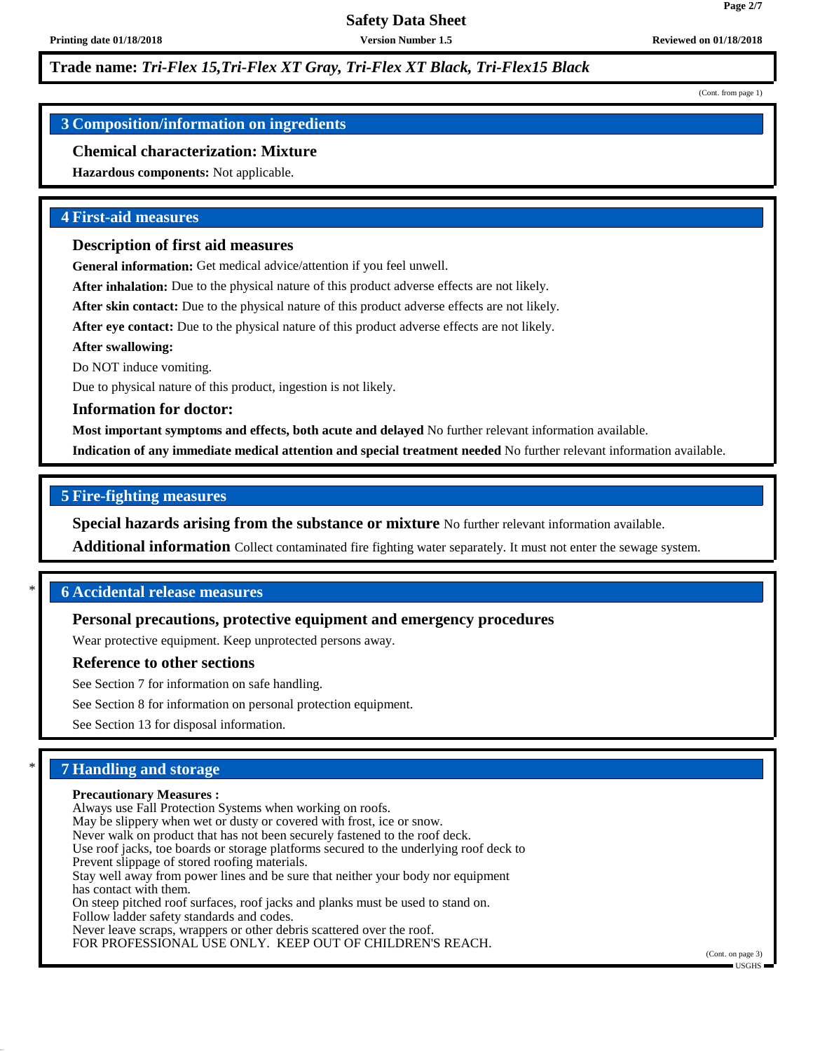**Trade name:** ***Tri-Flex 15,Tri-Flex XT Gray, Tri-Flex XT Black, Tri-Flex15 Black***

(Cont. from page 1)

## 3 Composition/information on ingredients

### Chemical characterization: Mixture

**Hazardous components:** Not applicable.

## 4 First-aid measures

### Description of first aid measures

**General information:** Get medical advice/attention if you feel unwell.

**After inhalation:** Due to the physical nature of this product adverse effects are not likely.

**After skin contact:** Due to the physical nature of this product adverse effects are not likely.

**After eye contact:** Due to the physical nature of this product adverse effects are not likely.

**After swallowing:**

Do NOT induce vomiting.

Due to physical nature of this product, ingestion is not likely.

### Information for doctor:

**Most important symptoms and effects, both acute and delayed** No further relevant information available.

**Indication of any immediate medical attention and special treatment needed** No further relevant information available.

## 5 Fire-fighting measures

**Special hazards arising from the substance or mixture** No further relevant information available.

**Additional information** Collect contaminated fire fighting water separately. It must not enter the sewage system.

## * 6 Accidental release measures

### Personal precautions, protective equipment and emergency procedures

Wear protective equipment. Keep unprotected persons away.

### Reference to other sections

See Section 7 for information on safe handling.

See Section 8 for information on personal protection equipment.

See Section 13 for disposal information.

## * 7 Handling and storage

**Precautionary Measures :**
Always use Fall Protection Systems when working on roofs.
May be slippery when wet or dusty or covered with frost, ice or snow.
Never walk on product that has not been securely fastened to the roof deck.
Use roof jacks, toe boards or storage platforms secured to the underlying roof deck to
Prevent slippage of stored roofing materials.
Stay well away from power lines and be sure that neither your body nor equipment
has contact with them.
On steep pitched roof surfaces, roof jacks and planks must be used to stand on.
Follow ladder safety standards and codes.
Never leave scraps, wrappers or other debris scattered over the roof.
FOR PROFESSIONAL USE ONLY. KEEP OUT OF CHILDREN'S REACH.

(Cont. on page 3)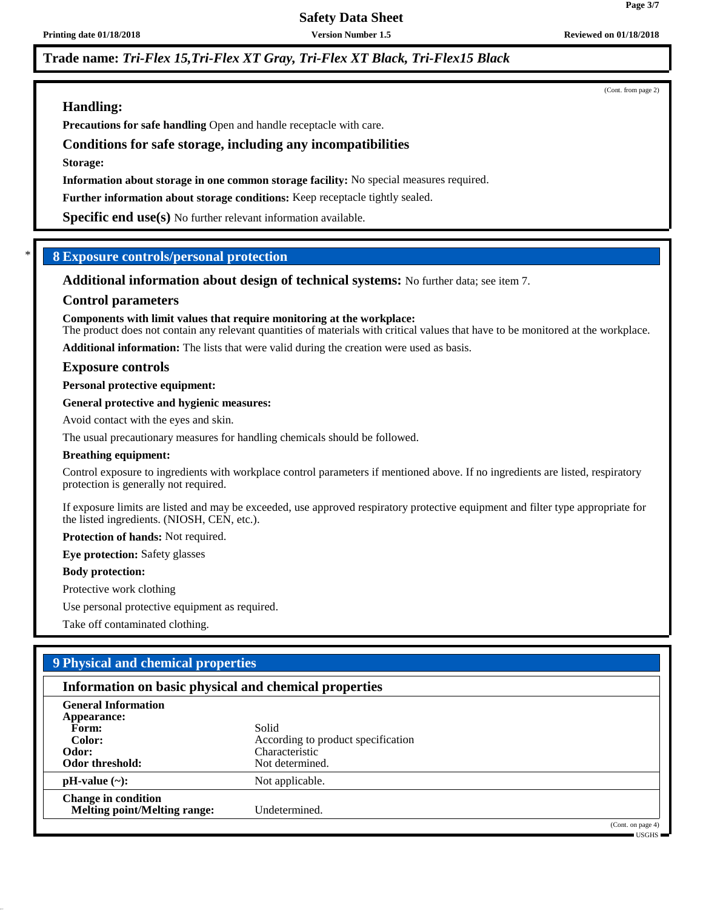**Trade name:** ***Tri-Flex 15,Tri-Flex XT Gray, Tri-Flex XT Black, Tri-Flex15 Black***

(Cont. from page 2)

### Handling:

**Precautions for safe handling** Open and handle receptacle with care.

### Conditions for safe storage, including any incompatibilities

**Storage:**

**Information about storage in one common storage facility:** No special measures required.

**Further information about storage conditions:** Keep receptacle tightly sealed.

**Specific end use(s)** No further relevant information available.

## 8 Exposure controls/personal protection

**Additional information about design of technical systems:** No further data; see item 7.

### Control parameters

**Components with limit values that require monitoring at the workplace:**
The product does not contain any relevant quantities of materials with critical values that have to be monitored at the workplace.

**Additional information:** The lists that were valid during the creation were used as basis.

### Exposure controls

**Personal protective equipment:**

**General protective and hygienic measures:**

Avoid contact with the eyes and skin.

The usual precautionary measures for handling chemicals should be followed.

**Breathing equipment:**

Control exposure to ingredients with workplace control parameters if mentioned above. If no ingredients are listed, respiratory protection is generally not required.

If exposure limits are listed and may be exceeded, use approved respiratory protective equipment and filter type appropriate for the listed ingredients. (NIOSH, CEN, etc.).

**Protection of hands:** Not required.

**Eye protection:** Safety glasses

**Body protection:**

Protective work clothing

Use personal protective equipment as required.

Take off contaminated clothing.

## 9 Physical and chemical properties

### Information on basic physical and chemical properties

| | |
|---|---|
| **General Information** | |
| **Appearance:** | |
| **Form:** | Solid |
| **Color:** | According to product specification |
| **Odor:** | Characteristic |
| **Odor threshold:** | Not determined. |
| **pH-value (~):** | Not applicable. |
| **Change in condition** | |
| **Melting point/Melting range:** | Undetermined. |

(Cont. on page 4)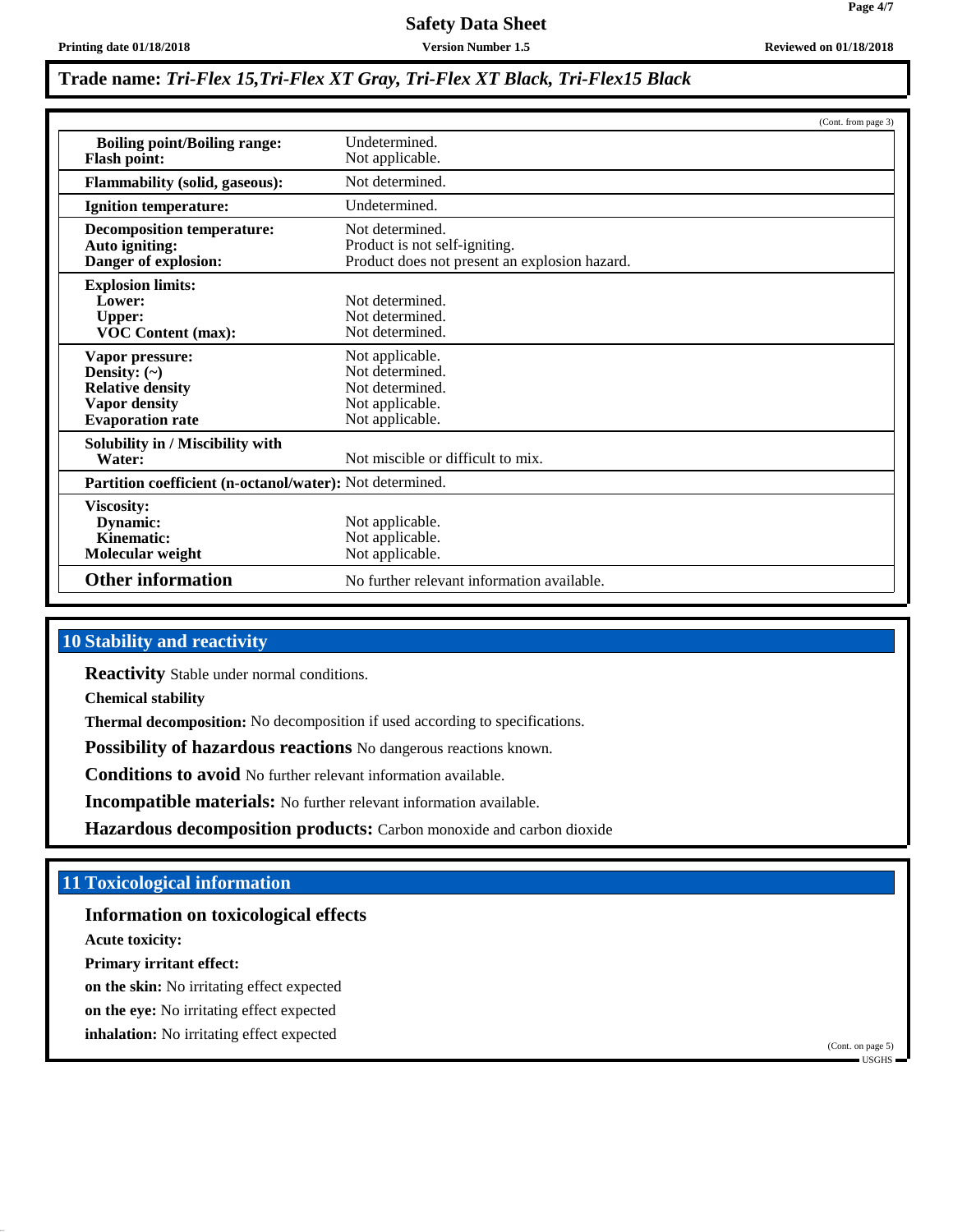**Trade name:** ***Tri-Flex 15,Tri-Flex XT Gray, Tri-Flex XT Black, Tri-Flex15 Black***

(Cont. from page 3)

| | |
|---|---|
| **Boiling point/Boiling range:** | Undetermined. |
| **Flash point:** | Not applicable. |
| **Flammability (solid, gaseous):** | Not determined. |
| **Ignition temperature:** | Undetermined. |
| **Decomposition temperature:** | Not determined. |
| **Auto igniting:** | Product is not self-igniting. |
| **Danger of explosion:** | Product does not present an explosion hazard. |
| **Explosion limits:** | |
| **Lower:** | Not determined. |
| **Upper:** | Not determined. |
| **VOC Content (max):** | Not determined. |
| **Vapor pressure:** | Not applicable. |
| **Density: (~)** | Not determined. |
| **Relative density** | Not determined. |
| **Vapor density** | Not applicable. |
| **Evaporation rate** | Not applicable. |
| **Solubility in / Miscibility with Water:** | Not miscible or difficult to mix. |
| **Partition coefficient (n-octanol/water):** | Not determined. |
| **Viscosity:** | |
| **Dynamic:** | Not applicable. |
| **Kinematic:** | Not applicable. |
| **Molecular weight** | Not applicable. |
| **Other information** | No further relevant information available. |

## 10 Stability and reactivity

**Reactivity** Stable under normal conditions.

**Chemical stability**

**Thermal decomposition:** No decomposition if used according to specifications.

**Possibility of hazardous reactions** No dangerous reactions known.

**Conditions to avoid** No further relevant information available.

**Incompatible materials:** No further relevant information available.

**Hazardous decomposition products:** Carbon monoxide and carbon dioxide

## 11 Toxicological information

### Information on toxicological effects

**Acute toxicity:**

**Primary irritant effect:**

**on the skin:** No irritating effect expected

**on the eye:** No irritating effect expected

**inhalation:** No irritating effect expected

(Cont. on page 5)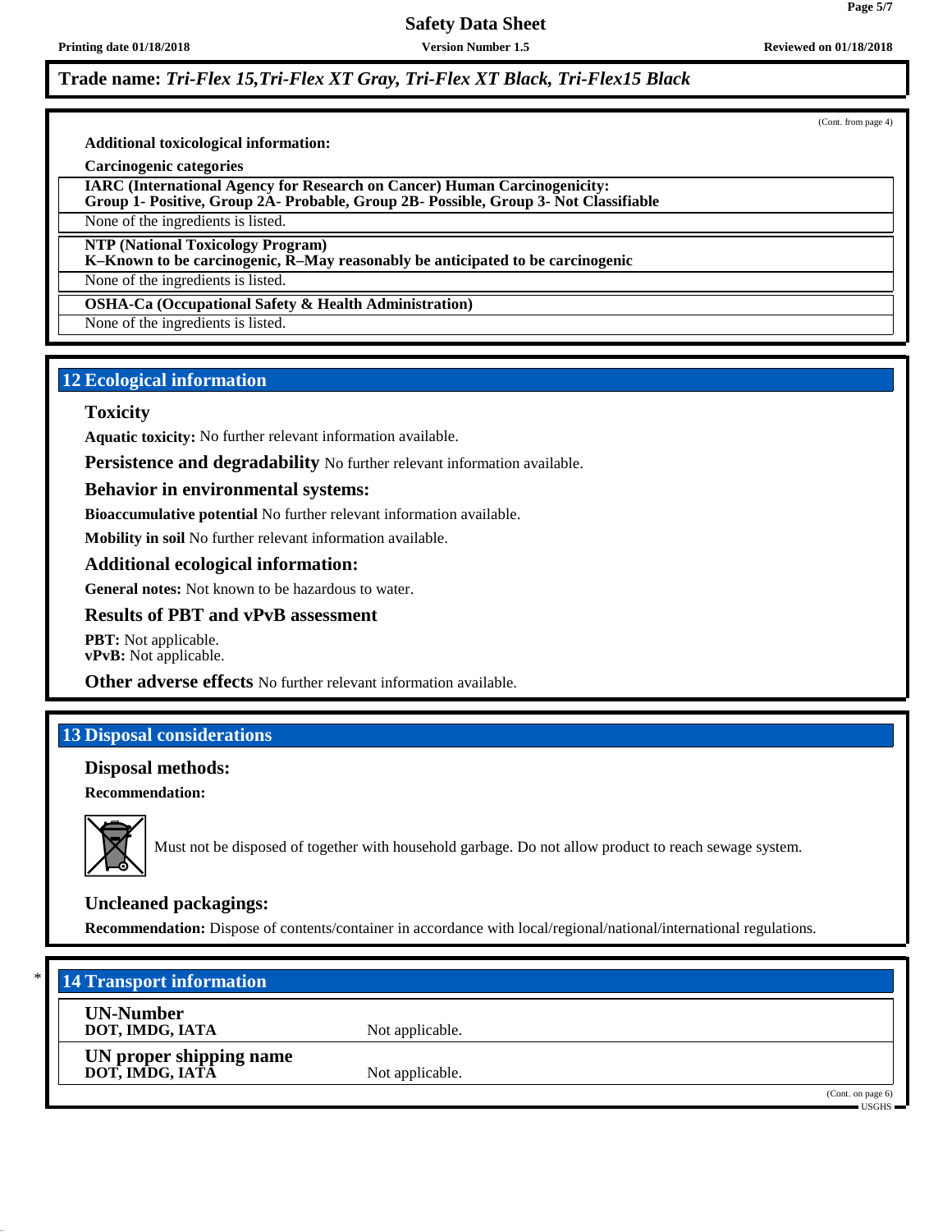**Trade name:** ***Tri-Flex 15,Tri-Flex XT Gray, Tri-Flex XT Black, Tri-Flex15 Black***

(Cont. from page 4)

**Additional toxicological information:**

**Carcinogenic categories**

| **IARC (International Agency for Research on Cancer) Human Carcinogenicity: Group 1- Positive, Group 2A- Probable, Group 2B- Possible, Group 3- Not Classifiable** |
|---|
| None of the ingredients is listed. |

| **NTP (National Toxicology Program) K–Known to be carcinogenic, R–May reasonably be anticipated to be carcinogenic** |
|---|
| None of the ingredients is listed. |

| **OSHA-Ca (Occupational Safety & Health Administration)** |
|---|
| None of the ingredients is listed. |

## 12 Ecological information

### Toxicity

**Aquatic toxicity:** No further relevant information available.

**Persistence and degradability** No further relevant information available.

### Behavior in environmental systems:

**Bioaccumulative potential** No further relevant information available.

**Mobility in soil** No further relevant information available.

### Additional ecological information:

**General notes:** Not known to be hazardous to water.

### Results of PBT and vPvB assessment

**PBT:** Not applicable.
**vPvB:** Not applicable.

**Other adverse effects** No further relevant information available.

## 13 Disposal considerations

### Disposal methods:

**Recommendation:**

Must not be disposed of together with household garbage. Do not allow product to reach sewage system.

### Uncleaned packagings:

**Recommendation:** Dispose of contents/container in accordance with local/regional/national/international regulations.

## * 14 Transport information

| | |
|---|---|
| **UN-Number** **DOT, IMDG, IATA** | Not applicable. |
| **UN proper shipping name** **DOT, IMDG, IATA** | Not applicable. |

(Cont. on page 6)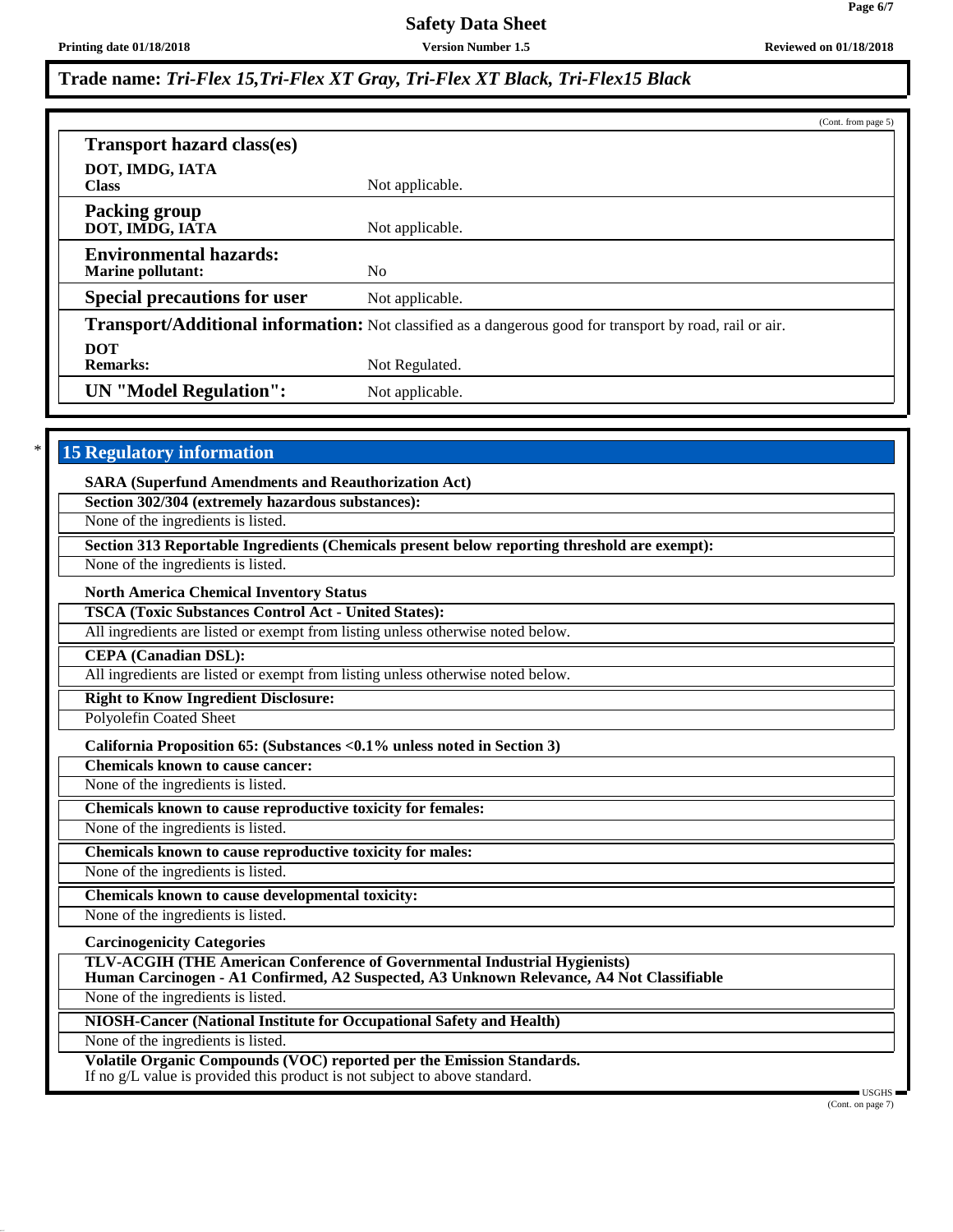**Trade name:** *Tri-Flex 15,Tri-Flex XT Gray, Tri-Flex XT Black, Tri-Flex15 Black*

(Cont. from page 5)

| | |
|---|---|
| **Transport hazard class(es)** | |
| **DOT, IMDG, IATA**<br>**Class** | Not applicable. |
| **Packing group**<br>**DOT, IMDG, IATA** | Not applicable. |
| **Environmental hazards:**<br>**Marine pollutant:** | No |
| **Special precautions for user** | Not applicable. |
| **Transport/Additional information:** | Not classified as a dangerous good for transport by road, rail or air. |
| **DOT**<br>**Remarks:** | Not Regulated. |
| **UN "Model Regulation":** | Not applicable. |

## * 15 Regulatory information

**SARA (Superfund Amendments and Reauthorization Act)**

**Section 302/304 (extremely hazardous substances):**

None of the ingredients is listed.

**Section 313 Reportable Ingredients (Chemicals present below reporting threshold are exempt):**

None of the ingredients is listed.

**North America Chemical Inventory Status**

**TSCA (Toxic Substances Control Act - United States):**

All ingredients are listed or exempt from listing unless otherwise noted below.

**CEPA (Canadian DSL):**

All ingredients are listed or exempt from listing unless otherwise noted below.

**Right to Know Ingredient Disclosure:**

Polyolefin Coated Sheet

**California Proposition 65: (Substances <0.1% unless noted in Section 3)**

**Chemicals known to cause cancer:**

None of the ingredients is listed.

**Chemicals known to cause reproductive toxicity for females:**

None of the ingredients is listed.

**Chemicals known to cause reproductive toxicity for males:**

None of the ingredients is listed.

**Chemicals known to cause developmental toxicity:**

None of the ingredients is listed.

**Carcinogenicity Categories**

**TLV-ACGIH (THE American Conference of Governmental Industrial Hygienists)**
**Human Carcinogen - A1 Confirmed, A2 Suspected, A3 Unknown Relevance, A4 Not Classifiable**

None of the ingredients is listed.

**NIOSH-Cancer (National Institute for Occupational Safety and Health)**

None of the ingredients is listed.

**Volatile Organic Compounds (VOC) reported per the Emission Standards.**
If no g/L value is provided this product is not subject to above standard.

(Cont. on page 7)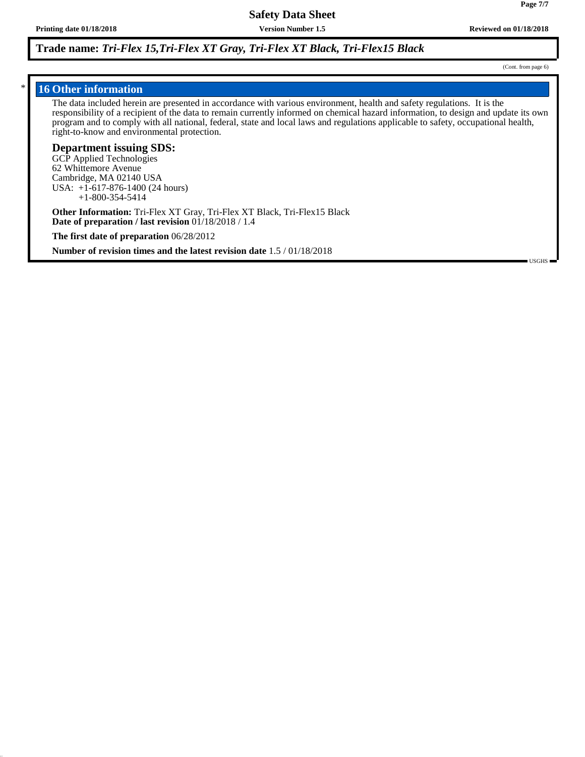## 16 Other information

The data included herein are presented in accordance with various environment, health and safety regulations. It is the responsibility of a recipient of the data to remain currently informed on chemical hazard information, to design and update its own program and to comply with all national, federal, state and local laws and regulations applicable to safety, occupational health, right-to-know and environmental protection.

### Department issuing SDS:

GCP Applied Technologies
62 Whittemore Avenue
Cambridge, MA 02140 USA
USA: +1-617-876-1400 (24 hours)
+1-800-354-5414

**Other Information:** Tri-Flex XT Gray, Tri-Flex XT Black, Tri-Flex15 Black
**Date of preparation / last revision** 01/18/2018 / 1.4

**The first date of preparation** 06/28/2012

**Number of revision times and the latest revision date** 1.5 / 01/18/2018